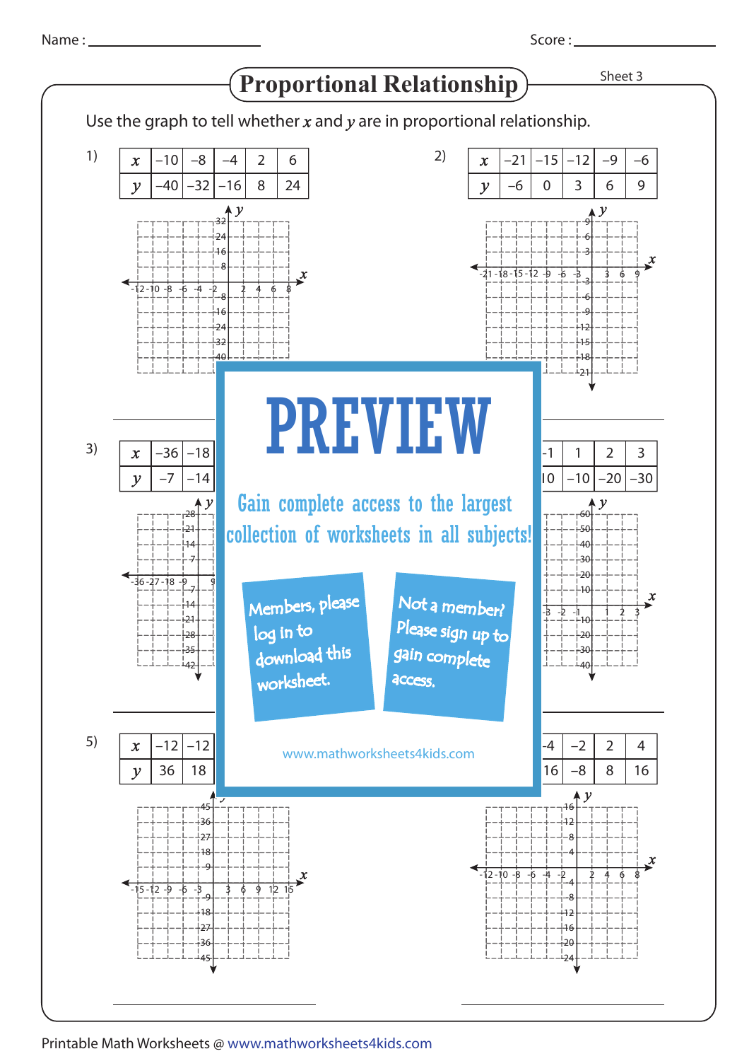Name : ______________________ Score : ______________________

# Proportional Relationship

Sheet 3

Use the graph to tell whether $x$ and $y$ are in proportional relationship.

1)

| $x$ | −10 | −8 | −4 | 2 | 6 |
|---|---|---|---|---|---|
| $y$ | −40 | −32 | −16 | 8 | 24 |

2)

| $x$ | −21 | −15 | −12 | −9 | −6 |
|---|---|---|---|---|---|
| $y$ | −6 | 0 | 3 | 6 | 9 |

3)

| $x$ | −36 | −18 |
|---|---|---|
| $y$ | −7 | −14 |

4)

| $x$ | −1 | 1 | 2 | 3 |
|---|---|---|---|---|
| $y$ | 10 | −10 | −20 | −30 |

5)

| $x$ | −12 | −12 |
|---|---|---|
| $y$ | 36 | 18 |

6)

| $x$ | −4 | −2 | 2 | 4 |
|---|---|---|---|---|
| $y$ | 16 | −8 | 8 | 16 |

PREVIEW

Gain complete access to the largest collection of worksheets in all subjects!

Members, please log in to download this worksheet.

Not a member? Please sign up to gain complete access.

www.mathworksheets4kids.com

Printable Math Worksheets @ www.mathworksheets4kids.com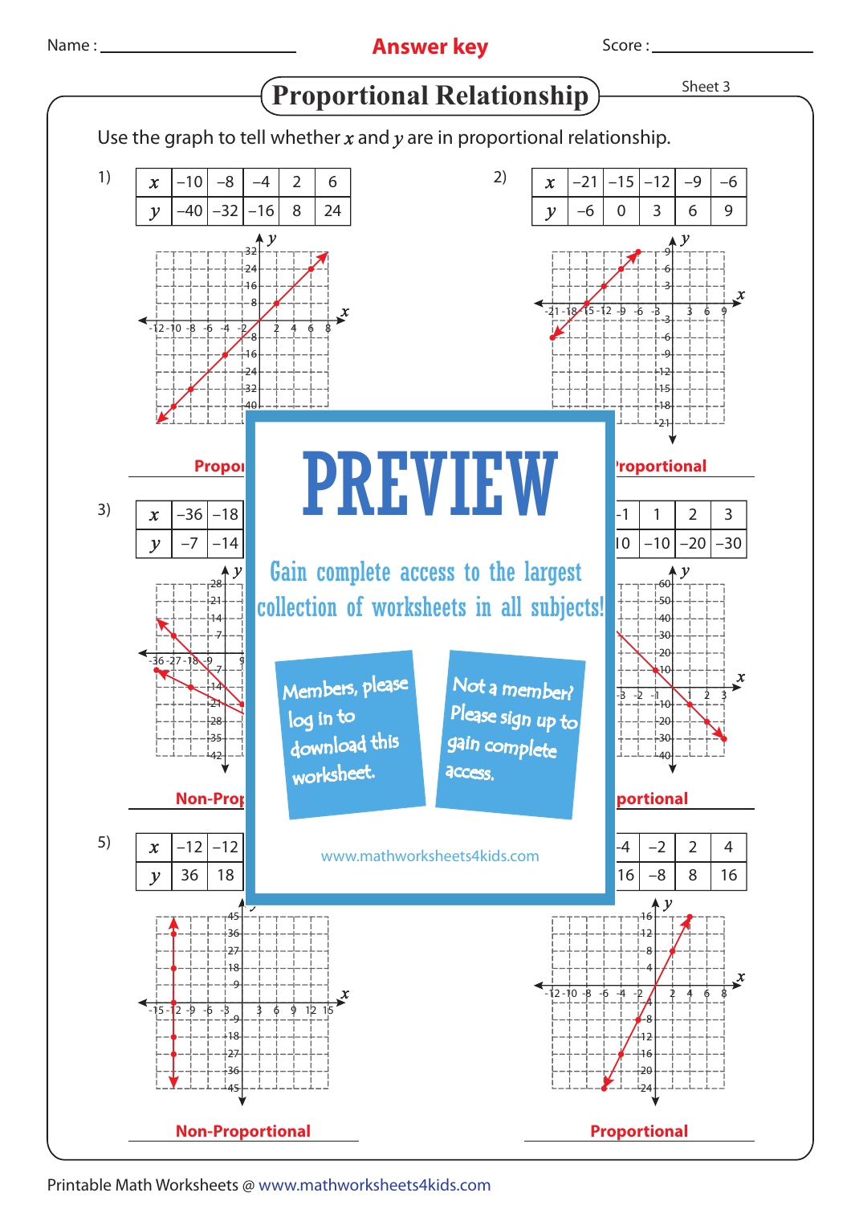Name : ____________________ **Answer key** Score : ____________________

# Proportional Relationship

Sheet 3

Use the graph to tell whether $x$ and $y$ are in proportional relationship.

1)

| $x$ | –10 | –8 | –4 | 2 | 6 |
|---|---|---|---|---|---|
| $y$ | –40 | –32 | –16 | 8 | 24 |

y
32
24
16
8
x
-12 -10 -8 -6 -4 -2 2 4 6 8
-8
-16
-24
-32
-40

**Propor**

2)

| $x$ | –21 | –15 | –12 | –9 | –6 |
|---|---|---|---|---|---|
| $y$ | –6 | 0 | 3 | 6 | 9 |

y
9
6
3
x
-21 -18 -15 -12 -9 -6 -3 3 6 9
-3
-6
-9
-12
-15
-18
-21

**roportional**

3)

| $x$ | –36 | –18 |
|---|---|---|
| $y$ | –7 | –14 |

y
28
21
14
7
-36 -27 -18 -9 9
-7
-14
-21
-28
-35
-42

**Non-Prop**

| | | | |
|---|---|---|---|
| -1 | 1 | 2 | 3 |
| 10 | –10 | –20 | –30 |

y
60
50
40
30
20
10
x
-3 -2 -1 1 2 3
-10
-20
-30
-40

**portional**

5)

| $x$ | –12 | –12 |
|---|---|---|
| $y$ | 36 | 18 |

45
36
27
18
9
x
-15 -12 -9 -6 -3 3 6 9 12 15
-9
-18
-27
-36
-45

**Non-Proportional**

| | | | |
|---|---|---|---|
| -4 | –2 | 2 | 4 |
| 16 | –8 | 8 | 16 |

y
16
12
8
4
x
-12 -10 -8 -6 -4 -2 2 4 6 8
-4
-8
-12
-16
-20
-24

**Proportional**

PREVIEW

Gain complete access to the largest collection of worksheets in all subjects!

Members, please log in to download this worksheet.

Not a member? Please sign up to gain complete access.

www.mathworksheets4kids.com

Printable Math Worksheets @ www.mathworksheets4kids.com